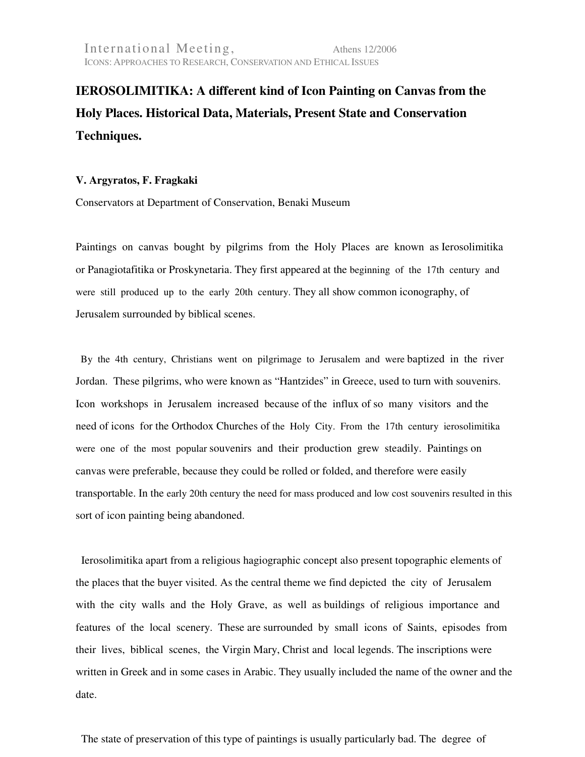International Meeting, Athens 12/2006
ICONS: APPROACHES TO RESEARCH, CONSERVATION AND ETHICAL ISSUES

# IEROSOLIMITIKA: A different kind of Icon Painting on Canvas from the Holy Places. Historical Data, Materials, Present State and Conservation Techniques.

**V. Argyratos, F. Fragkaki**

Conservators at Department of Conservation, Benaki Museum

Paintings on canvas bought by pilgrims from the Holy Places are known as Ierosolimitika or Panagiotafitika or Proskynetaria. They first appeared at the beginning of the 17th century and were still produced up to the early 20th century. They all show common iconography, of Jerusalem surrounded by biblical scenes.

By the 4th century, Christians went on pilgrimage to Jerusalem and were baptized in the river Jordan. These pilgrims, who were known as "Hantzides" in Greece, used to turn with souvenirs. Icon workshops in Jerusalem increased because of the influx of so many visitors and the need of icons for the Orthodox Churches of the Holy City. From the 17th century ierosolimitika were one of the most popular souvenirs and their production grew steadily. Paintings on canvas were preferable, because they could be rolled or folded, and therefore were easily transportable. In the early 20th century the need for mass produced and low cost souvenirs resulted in this sort of icon painting being abandoned.

Ierosolimitika apart from a religious hagiographic concept also present topographic elements of the places that the buyer visited. As the central theme we find depicted the city of Jerusalem with the city walls and the Holy Grave, as well as buildings of religious importance and features of the local scenery. These are surrounded by small icons of Saints, episodes from their lives, biblical scenes, the Virgin Mary, Christ and local legends. The inscriptions were written in Greek and in some cases in Arabic. They usually included the name of the owner and the date.

The state of preservation of this type of paintings is usually particularly bad. The degree of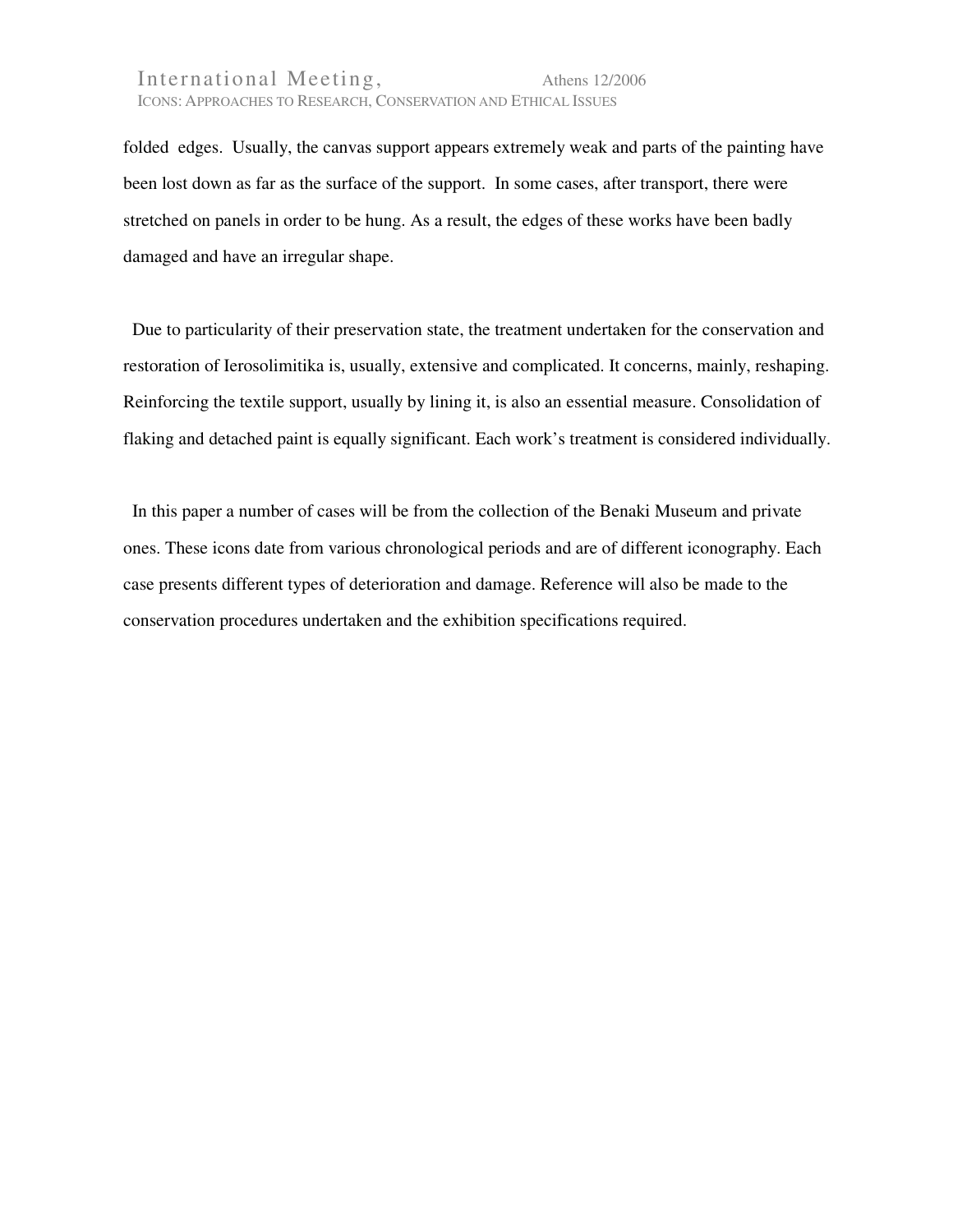folded edges. Usually, the canvas support appears extremely weak and parts of the painting have been lost down as far as the surface of the support. In some cases, after transport, there were stretched on panels in order to be hung. As a result, the edges of these works have been badly damaged and have an irregular shape.

Due to particularity of their preservation state, the treatment undertaken for the conservation and restoration of Ierosolimitika is, usually, extensive and complicated. It concerns, mainly, reshaping. Reinforcing the textile support, usually by lining it, is also an essential measure. Consolidation of flaking and detached paint is equally significant. Each work's treatment is considered individually.

In this paper a number of cases will be from the collection of the Benaki Museum and private ones. These icons date from various chronological periods and are of different iconography. Each case presents different types of deterioration and damage. Reference will also be made to the conservation procedures undertaken and the exhibition specifications required.